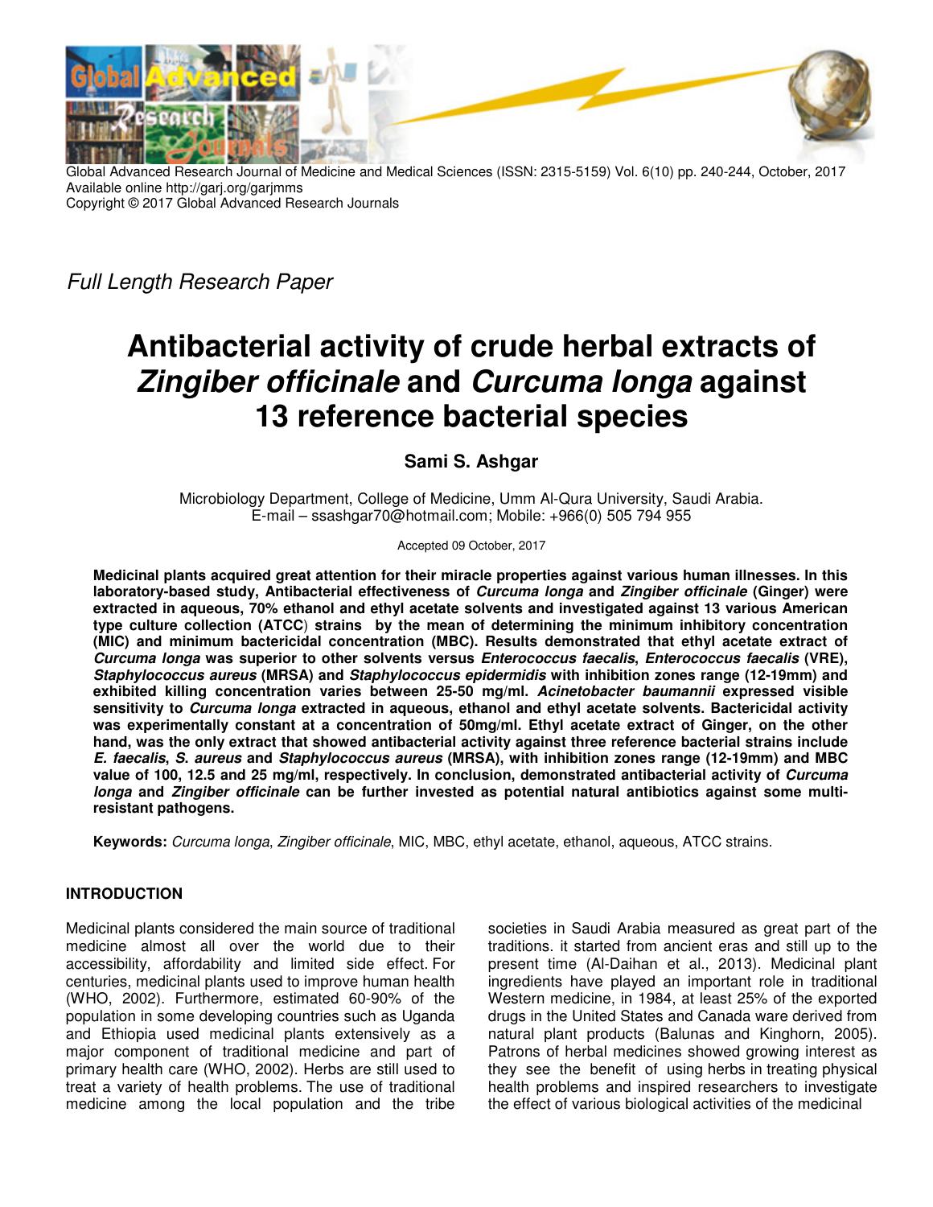Global Advanced Research Journal of Medicine and Medical Sciences (ISSN: 2315-5159) Vol. 6(10) pp. 240-244, October, 2017
Available online http://garj.org/garjmms
Copyright © 2017 Global Advanced Research Journals

*Full Length Research Paper*

# Antibacterial activity of crude herbal extracts of *Zingiber officinale* and *Curcuma longa* against 13 reference bacterial species

**Sami S. Ashgar**

Microbiology Department, College of Medicine, Umm Al-Qura University, Saudi Arabia.
E-mail – ssashgar70@hotmail.com; Mobile: +966(0) 505 794 955

Accepted 09 October, 2017

**Medicinal plants acquired great attention for their miracle properties against various human illnesses. In this laboratory-based study, Antibacterial effectiveness of *Curcuma longa* and *Zingiber officinale* (Ginger) were extracted in aqueous, 70% ethanol and ethyl acetate solvents and investigated against 13 various American type culture collection (ATCC) strains by the mean of determining the minimum inhibitory concentration (MIC) and minimum bactericidal concentration (MBC). Results demonstrated that ethyl acetate extract of *Curcuma longa* was superior to other solvents versus *Enterococcus faecalis*, *Enterococcus faecalis* (VRE), *Staphylococcus aureus* (MRSA) and *Staphylococcus epidermidis* with inhibition zones range (12-19mm) and exhibited killing concentration varies between 25-50 mg/ml. *Acinetobacter baumannii* expressed visible sensitivity to *Curcuma longa* extracted in aqueous, ethanol and ethyl acetate solvents. Bactericidal activity was experimentally constant at a concentration of 50mg/ml. Ethyl acetate extract of Ginger, on the other hand, was the only extract that showed antibacterial activity against three reference bacterial strains include *E. faecalis*, *S. aureus* and *Staphylococcus aureus* (MRSA), with inhibition zones range (12-19mm) and MBC value of 100, 12.5 and 25 mg/ml, respectively. In conclusion, demonstrated antibacterial activity of *Curcuma longa* and *Zingiber officinale* can be further invested as potential natural antibiotics against some multi-resistant pathogens.**

**Keywords:** *Curcuma longa*, *Zingiber officinale*, MIC, MBC, ethyl acetate, ethanol, aqueous, ATCC strains.

## INTRODUCTION

Medicinal plants considered the main source of traditional medicine almost all over the world due to their accessibility, affordability and limited side effect. For centuries, medicinal plants used to improve human health (WHO, 2002). Furthermore, estimated 60-90% of the population in some developing countries such as Uganda and Ethiopia used medicinal plants extensively as a major component of traditional medicine and part of primary health care (WHO, 2002). Herbs are still used to treat a variety of health problems. The use of traditional medicine among the local population and the tribe societies in Saudi Arabia measured as great part of the traditions. it started from ancient eras and still up to the present time (Al-Daihan et al., 2013). Medicinal plant ingredients have played an important role in traditional Western medicine, in 1984, at least 25% of the exported drugs in the United States and Canada ware derived from natural plant products (Balunas and Kinghorn, 2005). Patrons of herbal medicines showed growing interest as they see the benefit of using herbs in treating physical health problems and inspired researchers to investigate the effect of various biological activities of the medicinal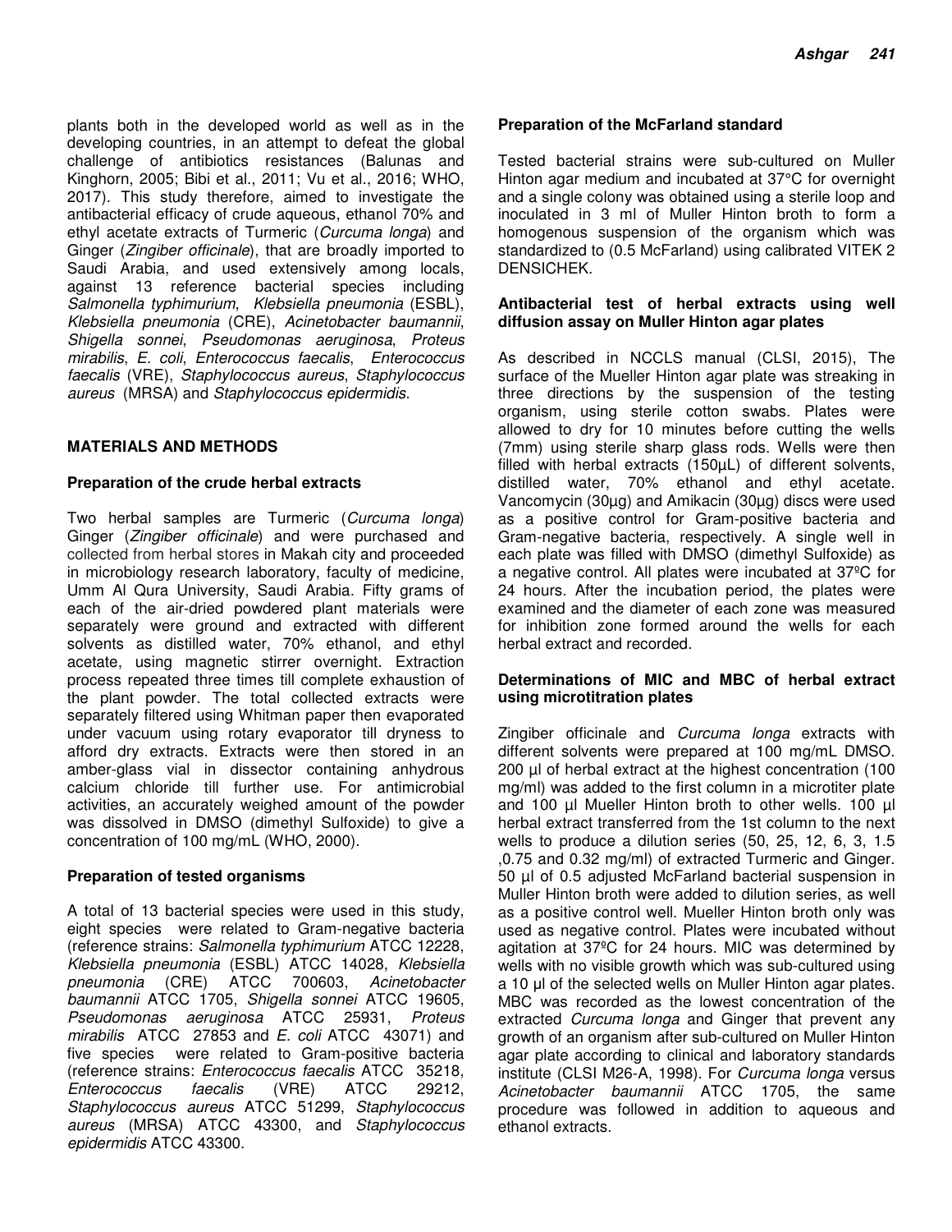plants both in the developed world as well as in the developing countries, in an attempt to defeat the global challenge of antibiotics resistances (Balunas and Kinghorn, 2005; Bibi et al., 2011; Vu et al., 2016; WHO, 2017). This study therefore, aimed to investigate the antibacterial efficacy of crude aqueous, ethanol 70% and ethyl acetate extracts of Turmeric (*Curcuma longa*) and Ginger (*Zingiber officinale*), that are broadly imported to Saudi Arabia, and used extensively among locals, against 13 reference bacterial species including *Salmonella typhimurium*, *Klebsiella pneumonia* (ESBL), *Klebsiella pneumonia* (CRE), *Acinetobacter baumannii*, *Shigella sonnei*, *Pseudomonas aeruginosa*, *Proteus mirabilis*, *E. coli*, *Enterococcus faecalis*, *Enterococcus faecalis* (VRE), *Staphylococcus aureus*, *Staphylococcus aureus* (MRSA) and *Staphylococcus epidermidis*.

## MATERIALS AND METHODS

### Preparation of the crude herbal extracts

Two herbal samples are Turmeric (*Curcuma longa*) Ginger (*Zingiber officinale*) and were purchased and collected from herbal stores in Makah city and proceeded in microbiology research laboratory, faculty of medicine, Umm Al Qura University, Saudi Arabia. Fifty grams of each of the air-dried powdered plant materials were separately were ground and extracted with different solvents as distilled water, 70% ethanol, and ethyl acetate, using magnetic stirrer overnight. Extraction process repeated three times till complete exhaustion of the plant powder. The total collected extracts were separately filtered using Whitman paper then evaporated under vacuum using rotary evaporator till dryness to afford dry extracts. Extracts were then stored in an amber-glass vial in dissector containing anhydrous calcium chloride till further use. For antimicrobial activities, an accurately weighed amount of the powder was dissolved in DMSO (dimethyl Sulfoxide) to give a concentration of 100 mg/mL (WHO, 2000).

### Preparation of tested organisms

A total of 13 bacterial species were used in this study, eight species were related to Gram-negative bacteria (reference strains: *Salmonella typhimurium* ATCC 12228, *Klebsiella pneumonia* (ESBL) ATCC 14028, *Klebsiella pneumonia* (CRE) ATCC 700603, *Acinetobacter baumannii* ATCC 1705, *Shigella sonnei* ATCC 19605, *Pseudomonas aeruginosa* ATCC 25931, *Proteus mirabilis* ATCC 27853 and *E. coli* ATCC 43071) and five species were related to Gram-positive bacteria (reference strains: *Enterococcus faecalis* ATCC 35218, *Enterococcus faecalis* (VRE) ATCC 29212, *Staphylococcus aureus* ATCC 51299, *Staphylococcus aureus* (MRSA) ATCC 43300, and *Staphylococcus epidermidis* ATCC 43300.

### Preparation of the McFarland standard

Tested bacterial strains were sub-cultured on Muller Hinton agar medium and incubated at 37°C for overnight and a single colony was obtained using a sterile loop and inoculated in 3 ml of Muller Hinton broth to form a homogenous suspension of the organism which was standardized to (0.5 McFarland) using calibrated VITEK 2 DENSICHEK.

### Antibacterial test of herbal extracts using well diffusion assay on Muller Hinton agar plates

As described in NCCLS manual (CLSI, 2015), The surface of the Mueller Hinton agar plate was streaking in three directions by the suspension of the testing organism, using sterile cotton swabs. Plates were allowed to dry for 10 minutes before cutting the wells (7mm) using sterile sharp glass rods. Wells were then filled with herbal extracts (150µL) of different solvents, distilled water, 70% ethanol and ethyl acetate. Vancomycin (30µg) and Amikacin (30µg) discs were used as a positive control for Gram-positive bacteria and Gram-negative bacteria, respectively. A single well in each plate was filled with DMSO (dimethyl Sulfoxide) as a negative control. All plates were incubated at 37ºC for 24 hours. After the incubation period, the plates were examined and the diameter of each zone was measured for inhibition zone formed around the wells for each herbal extract and recorded.

### Determinations of MIC and MBC of herbal extract using microtitration plates

Zingiber officinale and *Curcuma longa* extracts with different solvents were prepared at 100 mg/mL DMSO. 200 µl of herbal extract at the highest concentration (100 mg/ml) was added to the first column in a microtiter plate and 100 µl Mueller Hinton broth to other wells. 100 µl herbal extract transferred from the 1st column to the next wells to produce a dilution series (50, 25, 12, 6, 3, 1.5 ,0.75 and 0.32 mg/ml) of extracted Turmeric and Ginger. 50 µl of 0.5 adjusted McFarland bacterial suspension in Muller Hinton broth were added to dilution series, as well as a positive control well. Mueller Hinton broth only was used as negative control. Plates were incubated without agitation at 37ºC for 24 hours. MIC was determined by wells with no visible growth which was sub-cultured using a 10 µl of the selected wells on Muller Hinton agar plates. MBC was recorded as the lowest concentration of the extracted *Curcuma longa* and Ginger that prevent any growth of an organism after sub-cultured on Muller Hinton agar plate according to clinical and laboratory standards institute (CLSI M26-A, 1998). For *Curcuma longa* versus *Acinetobacter baumannii* ATCC 1705, the same procedure was followed in addition to aqueous and ethanol extracts.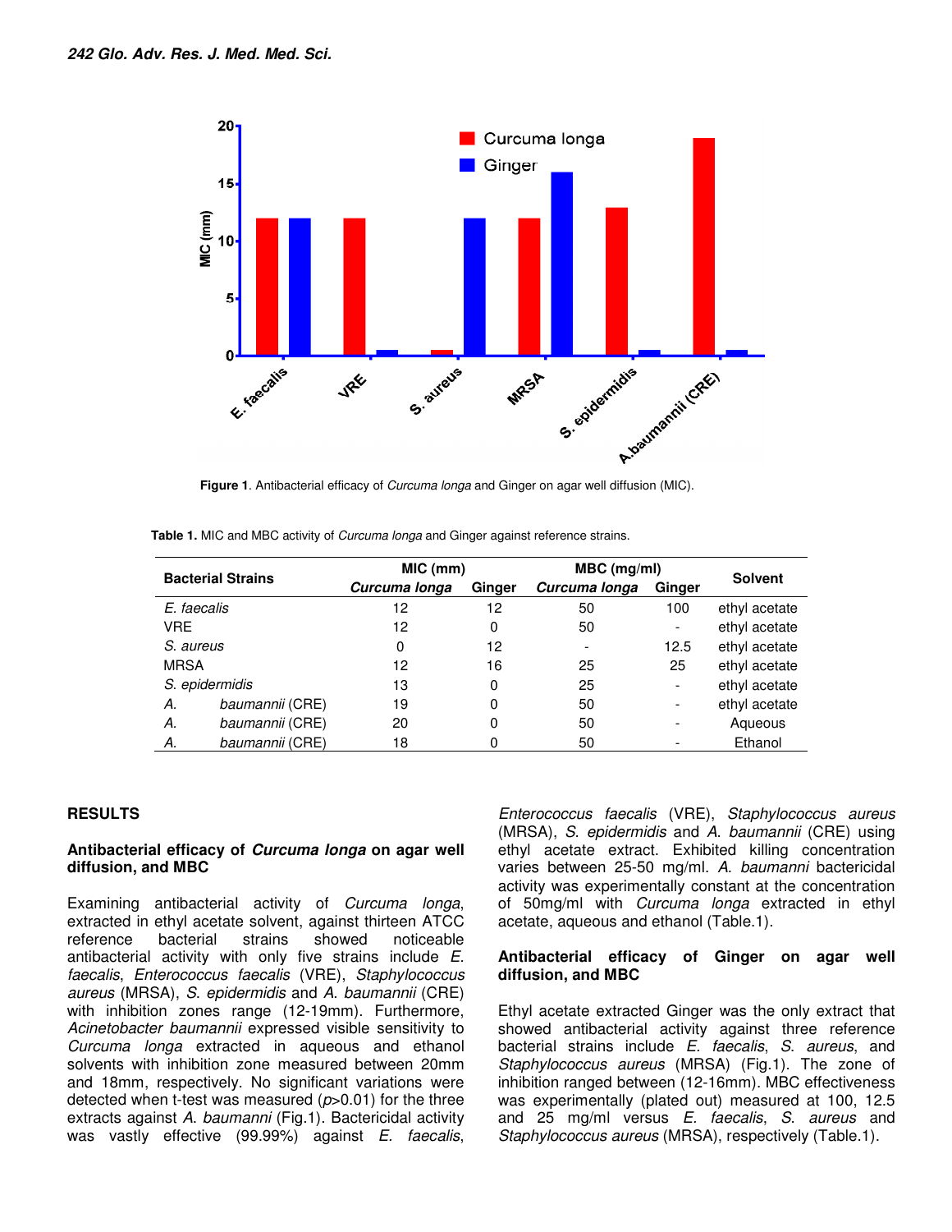20
15
10
5
0

MIC (mm)

Curcuma longa
Ginger

E. faecalis
VRE
S. aureus
MRSA
S. epidermidis
A.baumannii (CRE)

**Figure 1**. Antibacterial efficacy of *Curcuma longa* and Ginger on agar well diffusion (MIC).

**Table 1.** MIC and MBC activity of *Curcuma longa* and Ginger against reference strains.

| Bacterial Strains | MIC (mm) | | MBC (mg/ml) | | Solvent |
|---|---|---|---|---|---|
| | *Curcuma longa* | Ginger | *Curcuma longa* | Ginger | |
| *E. faecalis* | 12 | 12 | 50 | 100 | ethyl acetate |
| VRE | 12 | 0 | 50 | - | ethyl acetate |
| *S. aureus* | 0 | 12 | - | 12.5 | ethyl acetate |
| MRSA | 12 | 16 | 25 | 25 | ethyl acetate |
| *S. epidermidis* | 13 | 0 | 25 | - | ethyl acetate |
| *A. baumannii* (CRE) | 19 | 0 | 50 | - | ethyl acetate |
| *A. baumannii* (CRE) | 20 | 0 | 50 | - | Aqueous |
| *A. baumannii* (CRE) | 18 | 0 | 50 | - | Ethanol |

## RESULTS

### Antibacterial efficacy of *Curcuma longa* on agar well diffusion, and MBC

Examining antibacterial activity of *Curcuma longa*, extracted in ethyl acetate solvent, against thirteen ATCC reference bacterial strains showed noticeable antibacterial activity with only five strains include *E. faecalis*, *Enterococcus faecalis* (VRE), *Staphylococcus aureus* (MRSA), *S. epidermidis* and *A. baumannii* (CRE) with inhibition zones range (12-19mm). Furthermore, *Acinetobacter baumannii* expressed visible sensitivity to *Curcuma longa* extracted in aqueous and ethanol solvents with inhibition zone measured between 20mm and 18mm, respectively. No significant variations were detected when t-test was measured ($p$>0.01) for the three extracts against *A. baumanni* (Fig.1). Bactericidal activity was vastly effective (99.99%) against *E. faecalis*, *Enterococcus faecalis* (VRE), *Staphylococcus aureus* (MRSA), *S. epidermidis* and *A. baumannii* (CRE) using ethyl acetate extract. Exhibited killing concentration varies between 25-50 mg/ml. *A. baumanni* bactericidal activity was experimentally constant at the concentration of 50mg/ml with *Curcuma longa* extracted in ethyl acetate, aqueous and ethanol (Table.1).

### Antibacterial efficacy of Ginger on agar well diffusion, and MBC

Ethyl acetate extracted Ginger was the only extract that showed antibacterial activity against three reference bacterial strains include *E. faecalis*, *S. aureus*, and *Staphylococcus aureus* (MRSA) (Fig.1). The zone of inhibition ranged between (12-16mm). MBC effectiveness was experimentally (plated out) measured at 100, 12.5 and 25 mg/ml versus *E. faecalis*, *S. aureus* and *Staphylococcus aureus* (MRSA), respectively (Table.1).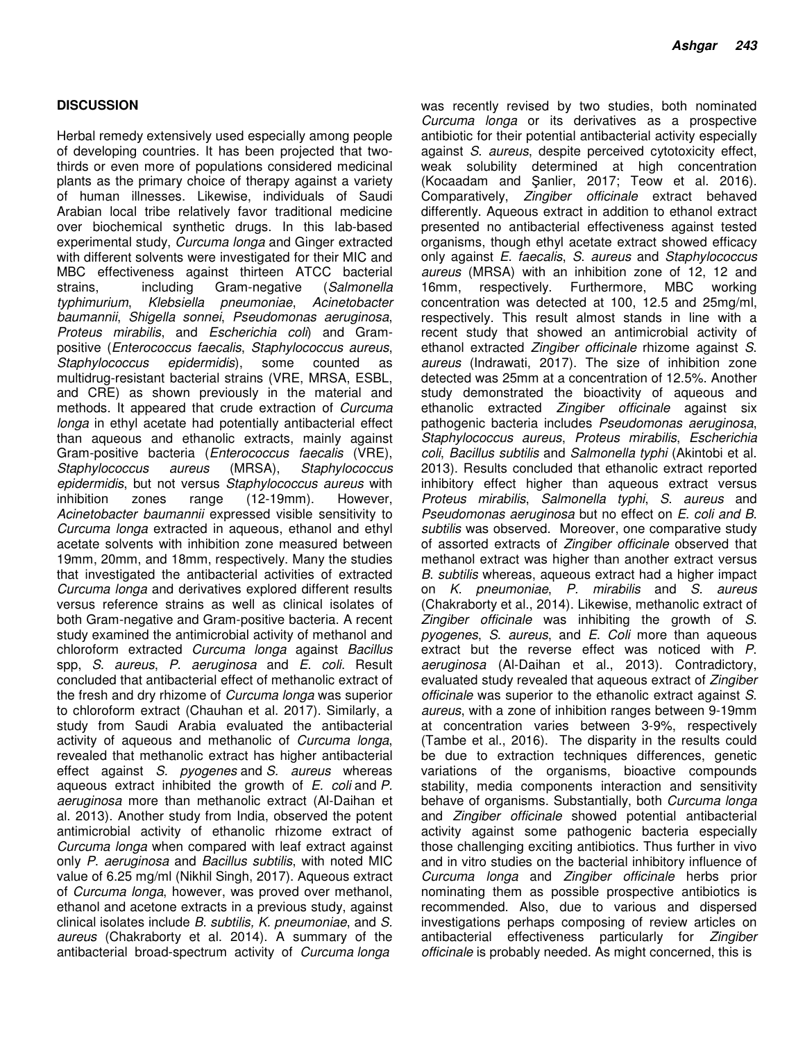## DISCUSSION

Herbal remedy extensively used especially among people of developing countries. It has been projected that two-thirds or even more of populations considered medicinal plants as the primary choice of therapy against a variety of human illnesses. Likewise, individuals of Saudi Arabian local tribe relatively favor traditional medicine over biochemical synthetic drugs. In this lab-based experimental study, *Curcuma longa* and Ginger extracted with different solvents were investigated for their MIC and MBC effectiveness against thirteen ATCC bacterial strains, including Gram-negative (*Salmonella typhimurium*, *Klebsiella pneumoniae*, *Acinetobacter baumannii*, *Shigella sonnei*, *Pseudomonas aeruginosa*, *Proteus mirabilis*, and *Escherichia coli*) and Gram-positive (*Enterococcus faecalis*, *Staphylococcus aureus*, *Staphylococcus epidermidis*), some counted as multidrug-resistant bacterial strains (VRE, MRSA, ESBL, and CRE) as shown previously in the material and methods. It appeared that crude extraction of *Curcuma longa* in ethyl acetate had potentially antibacterial effect than aqueous and ethanolic extracts, mainly against Gram-positive bacteria (*Enterococcus faecalis* (VRE), *Staphylococcus aureus* (MRSA), *Staphylococcus epidermidis*, but not versus *Staphylococcus aureus* with inhibition zones range (12-19mm). However, *Acinetobacter baumannii* expressed visible sensitivity to *Curcuma longa* extracted in aqueous, ethanol and ethyl acetate solvents with inhibition zone measured between 19mm, 20mm, and 18mm, respectively. Many the studies that investigated the antibacterial activities of extracted *Curcuma longa* and derivatives explored different results versus reference strains as well as clinical isolates of both Gram-negative and Gram-positive bacteria. A recent study examined the antimicrobial activity of methanol and chloroform extracted *Curcuma longa* against *Bacillus* spp, *S. aureus*, *P. aeruginosa* and *E. coli*. Result concluded that antibacterial effect of methanolic extract of the fresh and dry rhizome of *Curcuma longa* was superior to chloroform extract (Chauhan et al. 2017). Similarly, a study from Saudi Arabia evaluated the antibacterial activity of aqueous and methanolic of *Curcuma longa*, revealed that methanolic extract has higher antibacterial effect against *S. pyogenes* and *S. aureus* whereas aqueous extract inhibited the growth of *E. coli* and *P. aeruginosa* more than methanolic extract (Al-Daihan et al. 2013). Another study from India, observed the potent antimicrobial activity of ethanolic rhizome extract of *Curcuma longa* when compared with leaf extract against only *P. aeruginosa* and *Bacillus subtilis*, with noted MIC value of 6.25 mg/ml (Nikhil Singh, 2017). Aqueous extract of *Curcuma longa*, however, was proved over methanol, ethanol and acetone extracts in a previous study, against clinical isolates include *B. subtilis, K. pneumoniae*, and *S. aureus* (Chakraborty et al. 2014). A summary of the antibacterial broad-spectrum activity of *Curcuma longa* was recently revised by two studies, both nominated *Curcuma longa* or its derivatives as a prospective antibiotic for their potential antibacterial activity especially against *S. aureus*, despite perceived cytotoxicity effect, weak solubility determined at high concentration (Kocaadam and Şanlier, 2017; Teow et al. 2016). Comparatively, *Zingiber officinale* extract behaved differently. Aqueous extract in addition to ethanol extract presented no antibacterial effectiveness against tested organisms, though ethyl acetate extract showed efficacy only against *E. faecalis*, *S. aureus* and *Staphylococcus aureus* (MRSA) with an inhibition zone of 12, 12 and 16mm, respectively. Furthermore, MBC working concentration was detected at 100, 12.5 and 25mg/ml, respectively. This result almost stands in line with a recent study that showed an antimicrobial activity of ethanol extracted *Zingiber officinale* rhizome against *S. aureus* (Indrawati, 2017). The size of inhibition zone detected was 25mm at a concentration of 12.5%. Another study demonstrated the bioactivity of aqueous and ethanolic extracted *Zingiber officinale* against six pathogenic bacteria includes *Pseudomonas aeruginosa*, *Staphylococcus aureus*, *Proteus mirabilis*, *Escherichia coli*, *Bacillus subtilis* and *Salmonella typhi* (Akintobi et al. 2013). Results concluded that ethanolic extract reported inhibitory effect higher than aqueous extract versus *Proteus mirabilis*, *Salmonella typhi*, *S. aureus* and *Pseudomonas aeruginosa* but no effect on *E. coli and B. subtilis* was observed. Moreover, one comparative study of assorted extracts of *Zingiber officinale* observed that methanol extract was higher than another extract versus *B. subtilis* whereas, aqueous extract had a higher impact on *K. pneumoniae*, *P. mirabilis* and *S. aureus* (Chakraborty et al., 2014). Likewise, methanolic extract of *Zingiber officinale* was inhibiting the growth of *S. pyogenes*, *S. aureus*, and *E. Coli* more than aqueous extract but the reverse effect was noticed with *P. aeruginosa* (Al-Daihan et al., 2013). Contradictory, evaluated study revealed that aqueous extract of *Zingiber officinale* was superior to the ethanolic extract against *S. aureus*, with a zone of inhibition ranges between 9-19mm at concentration varies between 3-9%, respectively (Tambe et al., 2016). The disparity in the results could be due to extraction techniques differences, genetic variations of the organisms, bioactive compounds stability, media components interaction and sensitivity behave of organisms. Substantially, both *Curcuma longa* and *Zingiber officinale* showed potential antibacterial activity against some pathogenic bacteria especially those challenging exciting antibiotics. Thus further in vivo and in vitro studies on the bacterial inhibitory influence of *Curcuma longa* and *Zingiber officinale* herbs prior nominating them as possible prospective antibiotics is recommended. Also, due to various and dispersed investigations perhaps composing of review articles on antibacterial effectiveness particularly for *Zingiber officinale* is probably needed. As might concerned, this is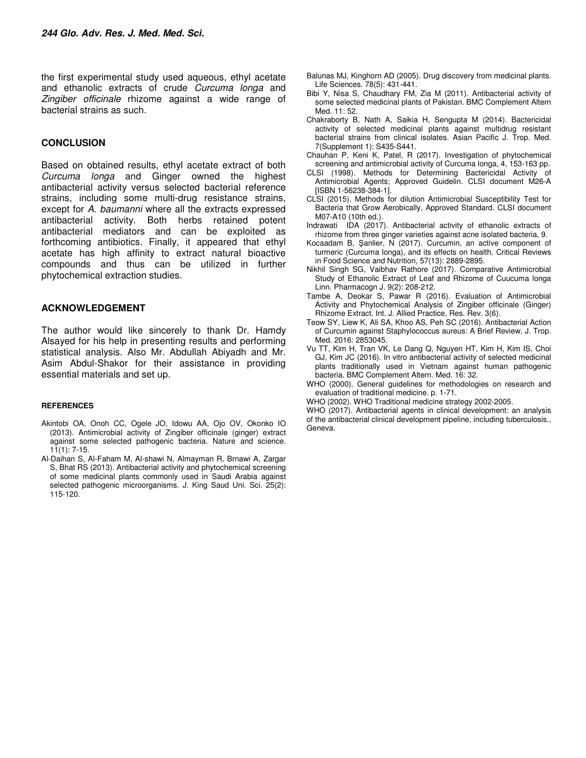the first experimental study used aqueous, ethyl acetate and ethanolic extracts of crude *Curcuma longa* and *Zingiber officinale* rhizome against a wide range of bacterial strains as such.

## CONCLUSION

Based on obtained results, ethyl acetate extract of both *Curcuma longa* and Ginger owned the highest antibacterial activity versus selected bacterial reference strains, including some multi-drug resistance strains, except for *A. baumanni* where all the extracts expressed antibacterial activity. Both herbs retained potent antibacterial mediators and can be exploited as forthcoming antibiotics. Finally, it appeared that ethyl acetate has high affinity to extract natural bioactive compounds and thus can be utilized in further phytochemical extraction studies.

## ACKNOWLEDGEMENT

The author would like sincerely to thank Dr. Hamdy Alsayed for his help in presenting results and performing statistical analysis. Also Mr. Abdullah Abiyadh and Mr. Asim Abdul-Shakor for their assistance in providing essential materials and set up.

## REFERENCES

Akintobi OA, Onoh CC, Ogele JO, Idowu AA, Ojo OV, Okonko IO (2013). Antimicrobial activity of Zingiber officinale (ginger) extract against some selected pathogenic bacteria. Nature and science. 11(1): 7-15.

Al-Daihan S, Al-Faham M, Al-shawi N, Almayman R, Brnawi A, Zargar S, Bhat RS (2013). Antibacterial activity and phytochemical screening of some medicinal plants commonly used in Saudi Arabia against selected pathogenic microorganisms. J. King Saud Uni. Sci. 25(2): 115-120.

Balunas MJ, Kinghorn AD (2005). Drug discovery from medicinal plants. Life Sciences. 78(5): 431-441.

Bibi Y, Nisa S, Chaudhary FM, Zia M (2011). Antibacterial activity of some selected medicinal plants of Pakistan. BMC Complement Altern Med. 11: 52.

Chakraborty B, Nath A, Saikia H, Sengupta M (2014). Bactericidal activity of selected medicinal plants against multidrug resistant bacterial strains from clinical isolates. Asian Pacific J. Trop. Med. 7(Supplement 1): S435-S441.

Chauhan P, Keni K, Patel, R (2017). Investigation of phytochemical screening and antimicrobial activity of Curcuma longa, 4, 153-163 pp.

CLSI (1998). Methods for Determining Bactericidal Activity of Antimicrobial Agents; Approved Guidelin. CLSI document M26-A [ISBN 1-56238-384-1].

CLSI (2015). Methods for dilution Antimicrobial Susceptibility Test for Bacteria that Grow Aerobically, Approved Standard. CLSI document M07-A10 (10th ed.).

Indrawati IDA (2017). Antibacterial activity of ethanolic extracts of rhizome from three ginger varieties against acne isolated bacteria, 9.

Kocaadam B, Şanlier, N (2017). Curcumin, an active component of turmeric (Curcuma longa), and its effects on health. Critical Reviews in Food Science and Nutrition, 57(13): 2889-2895.

Nikhil Singh SG, Vaibhav Rathore (2017). Comparative Antimicrobial Study of Ethanolic Extract of Leaf and Rhizome of Cuucuma longa Linn. Pharmacogn J. 9(2): 208-212.

Tambe A, Deokar S, Pawar R (2016). Evaluation of Antimicrobial Activity and Phytochemical Analysis of Zingiber officinale (Ginger) Rhizome Extract. Int. J. Allied Practice, Res. Rev. 3(6).

Teow SY, Liew K, Ali SA, Khoo AS, Peh SC (2016). Antibacterial Action of Curcumin against Staphylococcus aureus: A Brief Review. J. Trop. Med. 2016: 2853045.

Vu TT, Kim H, Tran VK, Le Dang Q, Nguyen HT, Kim H, Kim IS, Choi GJ, Kim JC (2016). In vitro antibacterial activity of selected medicinal plants traditionally used in Vietnam against human pathogenic bacteria. BMC Complement Altern. Med. 16: 32.

WHO (2000). General guidelines for methodologies on research and evaluation of traditional medicine. p. 1-71.

WHO (2002). WHO Traditional medicine strategy 2002-2005.

WHO (2017). Antibacterial agents in clinical development: an analysis of the antibacterial clinical development pipeline, including tuberculosis., Geneva.